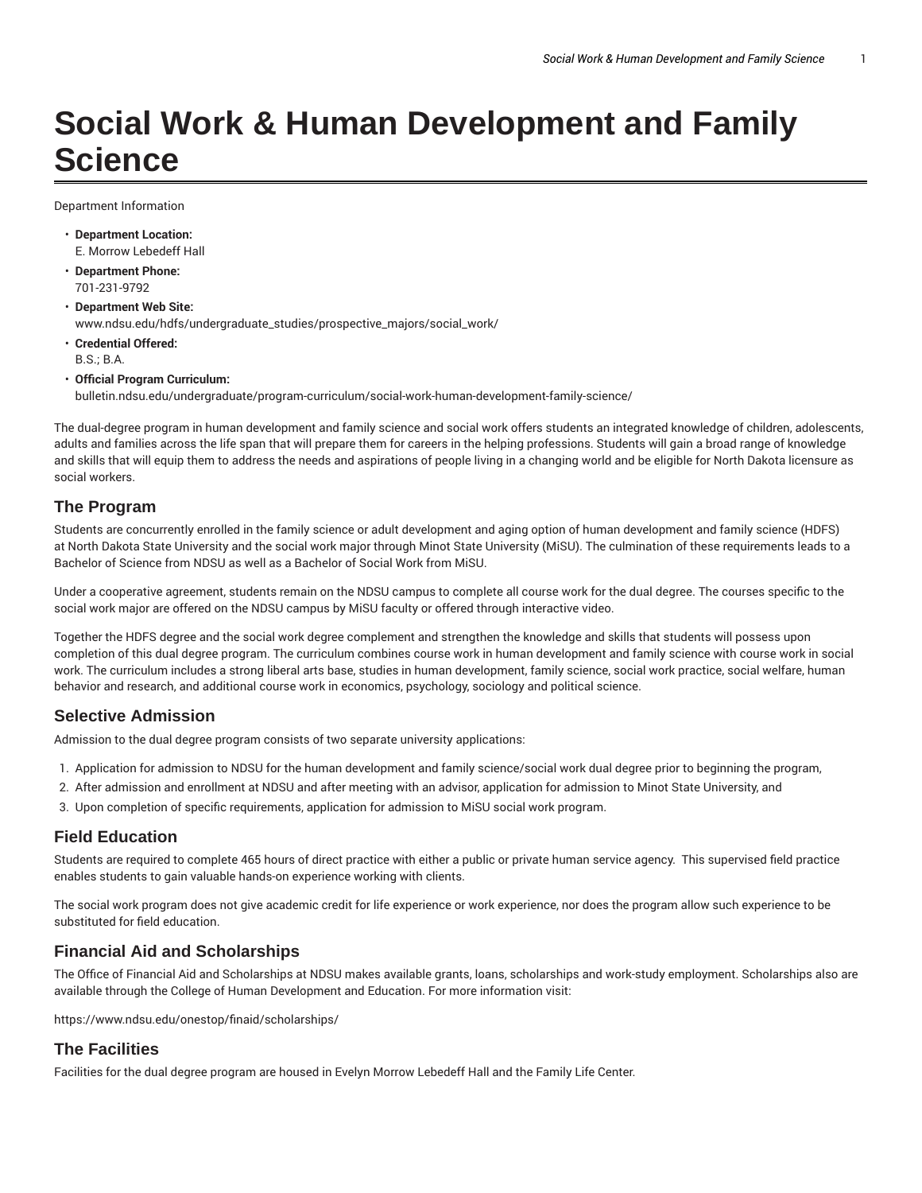# Social Work & Human Development and Family Science

Department Information

- **Department Location:**
  E. Morrow Lebedeff Hall
- **Department Phone:**
  701-231-9792
- **Department Web Site:**
  www.ndsu.edu/hdfs/undergraduate_studies/prospective_majors/social_work/
- **Credential Offered:**
  B.S.; B.A.
- **Official Program Curriculum:**
  bulletin.ndsu.edu/undergraduate/program-curriculum/social-work-human-development-family-science/

The dual-degree program in human development and family science and social work offers students an integrated knowledge of children, adolescents, adults and families across the life span that will prepare them for careers in the helping professions. Students will gain a broad range of knowledge and skills that will equip them to address the needs and aspirations of people living in a changing world and be eligible for North Dakota licensure as social workers.

## The Program

Students are concurrently enrolled in the family science or adult development and aging option of human development and family science (HDFS) at North Dakota State University and the social work major through Minot State University (MiSU). The culmination of these requirements leads to a Bachelor of Science from NDSU as well as a Bachelor of Social Work from MiSU.

Under a cooperative agreement, students remain on the NDSU campus to complete all course work for the dual degree. The courses specific to the social work major are offered on the NDSU campus by MiSU faculty or offered through interactive video.

Together the HDFS degree and the social work degree complement and strengthen the knowledge and skills that students will possess upon completion of this dual degree program. The curriculum combines course work in human development and family science with course work in social work. The curriculum includes a strong liberal arts base, studies in human development, family science, social work practice, social welfare, human behavior and research, and additional course work in economics, psychology, sociology and political science.

## Selective Admission

Admission to the dual degree program consists of two separate university applications:

1. Application for admission to NDSU for the human development and family science/social work dual degree prior to beginning the program,
2. After admission and enrollment at NDSU and after meeting with an advisor, application for admission to Minot State University, and
3. Upon completion of specific requirements, application for admission to MiSU social work program.

## Field Education

Students are required to complete 465 hours of direct practice with either a public or private human service agency. This supervised field practice enables students to gain valuable hands-on experience working with clients.

The social work program does not give academic credit for life experience or work experience, nor does the program allow such experience to be substituted for field education.

## Financial Aid and Scholarships

The Office of Financial Aid and Scholarships at NDSU makes available grants, loans, scholarships and work-study employment. Scholarships also are available through the College of Human Development and Education. For more information visit:

https://www.ndsu.edu/onestop/finaid/scholarships/

## The Facilities

Facilities for the dual degree program are housed in Evelyn Morrow Lebedeff Hall and the Family Life Center.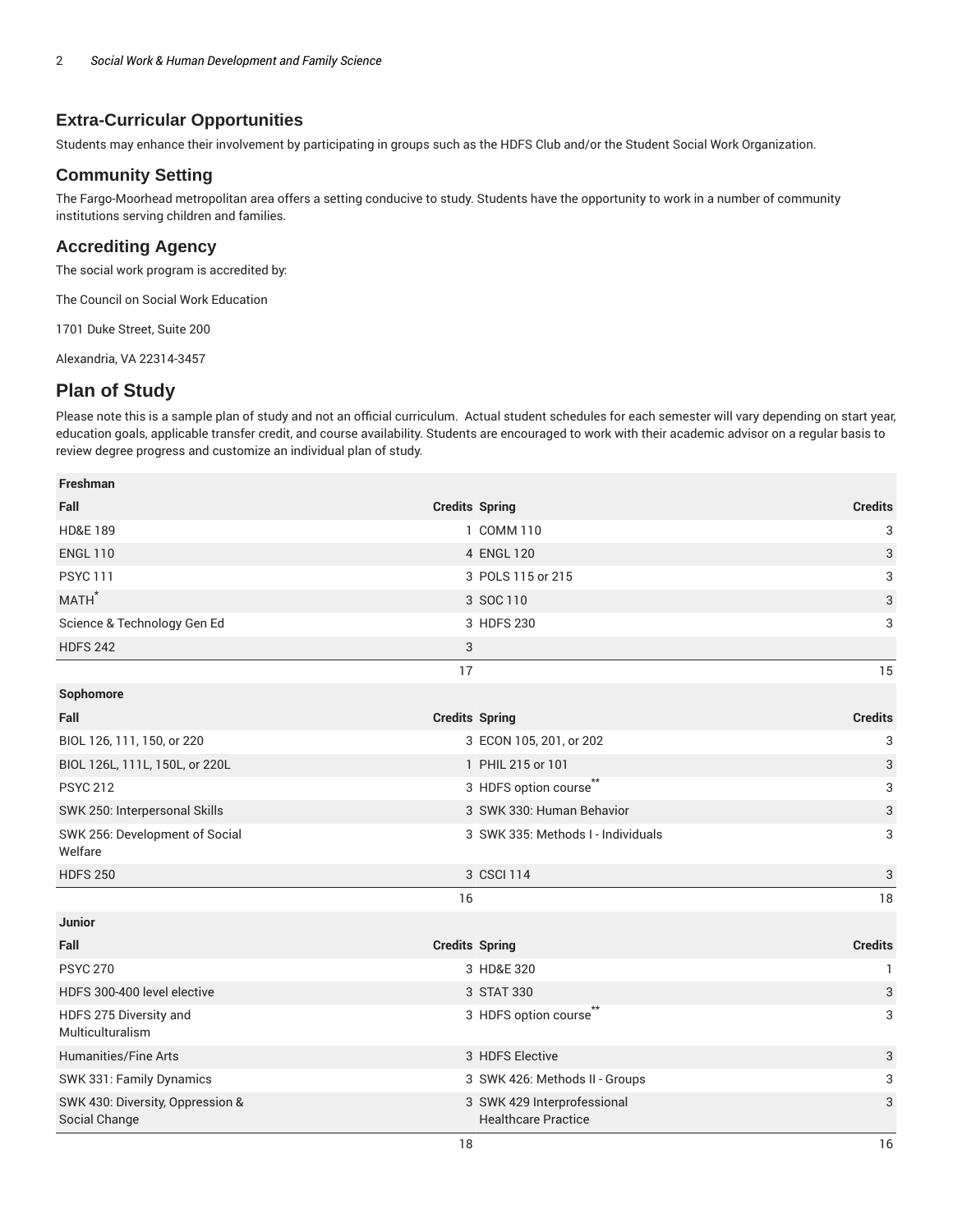## Extra-Curricular Opportunities

Students may enhance their involvement by participating in groups such as the HDFS Club and/or the Student Social Work Organization.

## Community Setting

The Fargo-Moorhead metropolitan area offers a setting conducive to study. Students have the opportunity to work in a number of community institutions serving children and families.

## Accrediting Agency

The social work program is accredited by:

The Council on Social Work Education

1701 Duke Street, Suite 200

Alexandria, VA 22314-3457

## Plan of Study

Please note this is a sample plan of study and not an official curriculum. Actual student schedules for each semester will vary depending on start year, education goals, applicable transfer credit, and course availability. Students are encouraged to work with their academic advisor on a regular basis to review degree progress and customize an individual plan of study.

| Freshman | | | |
|---|---|---|---|
| **Fall** | **Credits** | **Spring** | **Credits** |
| HD&E 189 | 1 | COMM 110 | 3 |
| ENGL 110 | 4 | ENGL 120 | 3 |
| PSYC 111 | 3 | POLS 115 or 215 | 3 |
| MATH* | 3 | SOC 110 | 3 |
| Science & Technology Gen Ed | 3 | HDFS 230 | 3 |
| HDFS 242 | 3 | | |
| | 17 | | 15 |
| **Sophomore** | | | |
| **Fall** | **Credits** | **Spring** | **Credits** |
| BIOL 126, 111, 150, or 220 | 3 | ECON 105, 201, or 202 | 3 |
| BIOL 126L, 111L, 150L, or 220L | 1 | PHIL 215 or 101 | 3 |
| PSYC 212 | 3 | HDFS option course** | 3 |
| SWK 250: Interpersonal Skills | 3 | SWK 330: Human Behavior | 3 |
| SWK 256: Development of Social Welfare | 3 | SWK 335: Methods I - Individuals | 3 |
| HDFS 250 | 3 | CSCI 114 | 3 |
| | 16 | | 18 |
| **Junior** | | | |
| **Fall** | **Credits** | **Spring** | **Credits** |
| PSYC 270 | 3 | HD&E 320 | 1 |
| HDFS 300-400 level elective | 3 | STAT 330 | 3 |
| HDFS 275 Diversity and Multiculturalism | 3 | HDFS option course** | 3 |
| Humanities/Fine Arts | 3 | HDFS Elective | 3 |
| SWK 331: Family Dynamics | 3 | SWK 426: Methods II - Groups | 3 |
| SWK 430: Diversity, Oppression & Social Change | 3 | SWK 429 Interprofessional Healthcare Practice | 3 |
| | 18 | | 16 |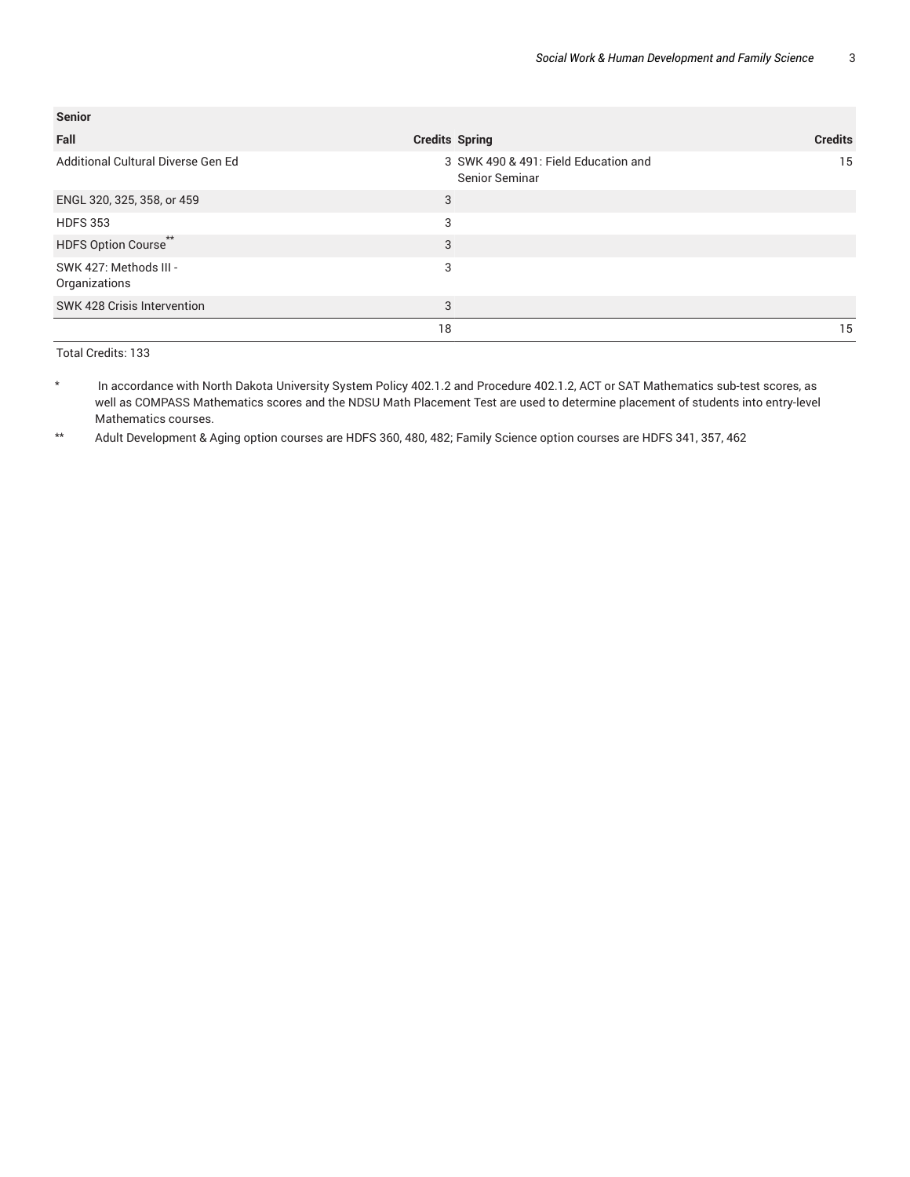| Senior | | | |
|---|---|---|---|
| **Fall** | **Credits** | **Spring** | **Credits** |
| Additional Cultural Diverse Gen Ed | 3 | SWK 490 & 491: Field Education and Senior Seminar | 15 |
| ENGL 320, 325, 358, or 459 | 3 | | |
| HDFS 353 | 3 | | |
| HDFS Option Course** | 3 | | |
| SWK 427: Methods III - Organizations | 3 | | |
| SWK 428 Crisis Intervention | 3 | | |
| | 18 | | 15 |

Total Credits: 133

* In accordance with North Dakota University System Policy 402.1.2 and Procedure 402.1.2, ACT or SAT Mathematics sub-test scores, as well as COMPASS Mathematics scores and the NDSU Math Placement Test are used to determine placement of students into entry-level Mathematics courses.

** Adult Development & Aging option courses are HDFS 360, 480, 482; Family Science option courses are HDFS 341, 357, 462